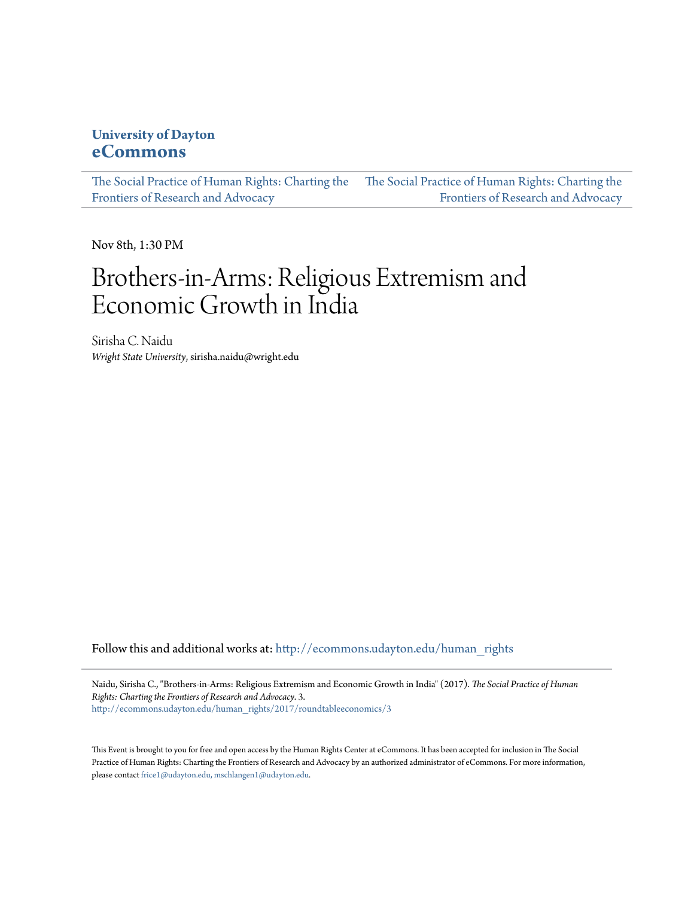**University of Dayton**
**eCommons**

The Social Practice of Human Rights: Charting the Frontiers of Research and Advocacy | The Social Practice of Human Rights: Charting the Frontiers of Research and Advocacy

Nov 8th, 1:30 PM

# Brothers-in-Arms: Religious Extremism and Economic Growth in India

Sirisha C. Naidu
*Wright State University*, sirisha.naidu@wright.edu

Follow this and additional works at: http://ecommons.udayton.edu/human_rights

Naidu, Sirisha C., "Brothers-in-Arms: Religious Extremism and Economic Growth in India" (2017). *The Social Practice of Human Rights: Charting the Frontiers of Research and Advocacy*. 3.
http://ecommons.udayton.edu/human_rights/2017/roundtableeconomics/3

This Event is brought to you for free and open access by the Human Rights Center at eCommons. It has been accepted for inclusion in The Social Practice of Human Rights: Charting the Frontiers of Research and Advocacy by an authorized administrator of eCommons. For more information, please contact frice1@udayton.edu, mschlangen1@udayton.edu.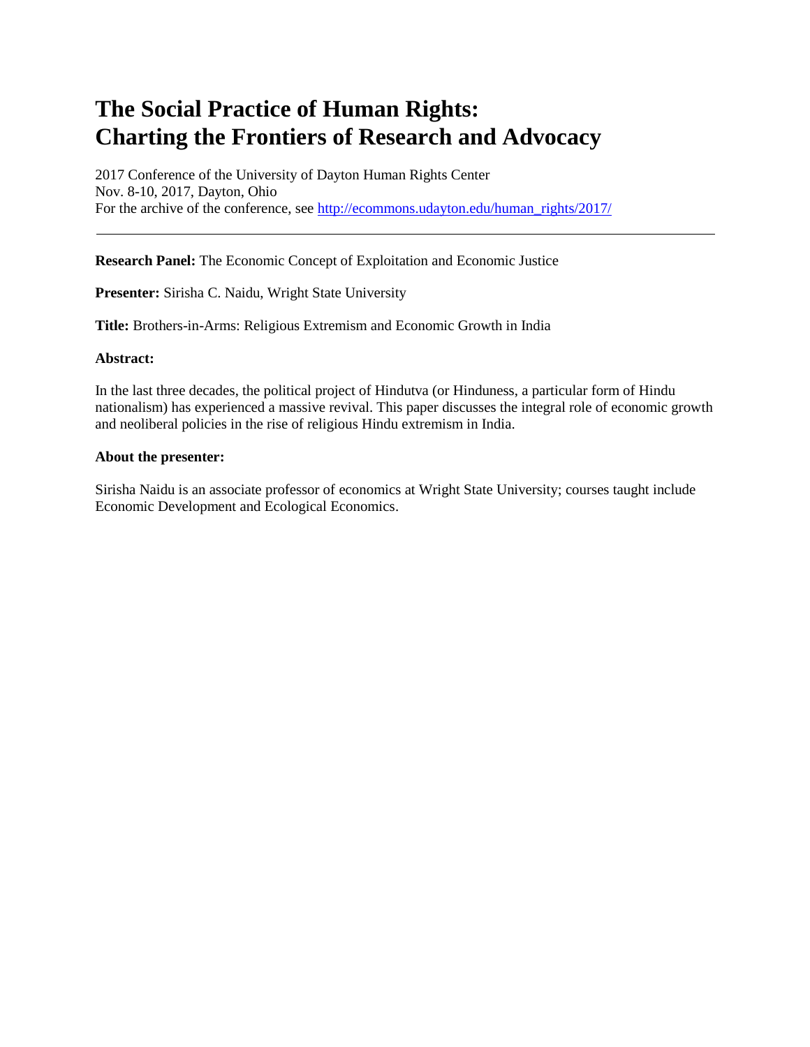# The Social Practice of Human Rights: Charting the Frontiers of Research and Advocacy

2017 Conference of the University of Dayton Human Rights Center
Nov. 8-10, 2017, Dayton, Ohio
For the archive of the conference, see http://ecommons.udayton.edu/human_rights/2017/

---

**Research Panel:** The Economic Concept of Exploitation and Economic Justice

**Presenter:** Sirisha C. Naidu, Wright State University

**Title:** Brothers-in-Arms: Religious Extremism and Economic Growth in India

**Abstract:**

In the last three decades, the political project of Hindutva (or Hinduness, a particular form of Hindu nationalism) has experienced a massive revival. This paper discusses the integral role of economic growth and neoliberal policies in the rise of religious Hindu extremism in India.

**About the presenter:**

Sirisha Naidu is an associate professor of economics at Wright State University; courses taught include Economic Development and Ecological Economics.